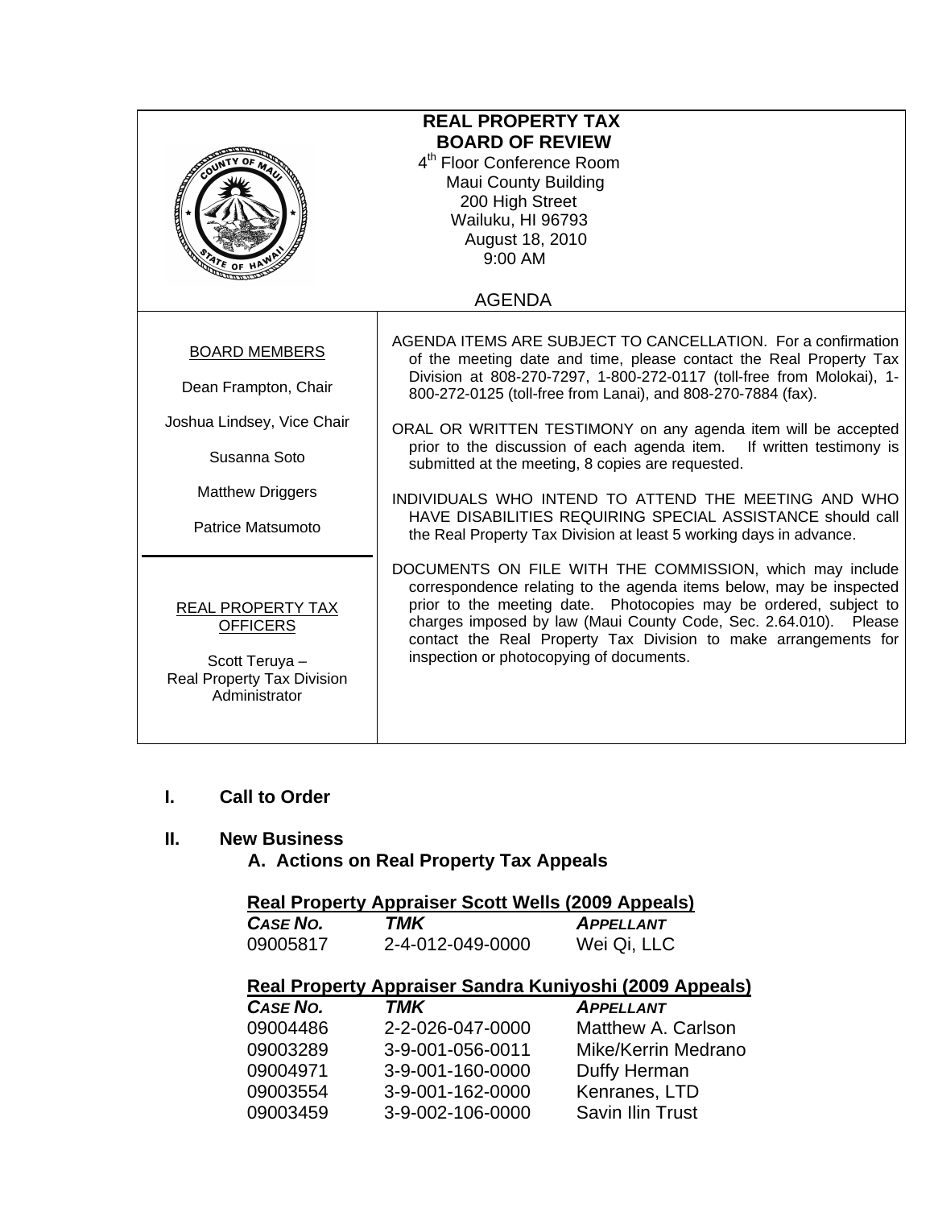# REAL PROPERTY TAX BOARD OF REVIEW

4th Floor Conference Room
Maui County Building
200 High Street
Wailuku, HI 96793
August 18, 2010
9:00 AM

## AGENDA

**BOARD MEMBERS**

Dean Frampton, Chair

Joshua Lindsey, Vice Chair

Susanna Soto

Matthew Driggers

Patrice Matsumoto

**REAL PROPERTY TAX OFFICERS**

Scott Teruya – Real Property Tax Division Administrator

AGENDA ITEMS ARE SUBJECT TO CANCELLATION. For a confirmation of the meeting date and time, please contact the Real Property Tax Division at 808-270-7297, 1-800-272-0117 (toll-free from Molokai), 1-800-272-0125 (toll-free from Lanai), and 808-270-7884 (fax).

ORAL OR WRITTEN TESTIMONY on any agenda item will be accepted prior to the discussion of each agenda item. If written testimony is submitted at the meeting, 8 copies are requested.

INDIVIDUALS WHO INTEND TO ATTEND THE MEETING AND WHO HAVE DISABILITIES REQUIRING SPECIAL ASSISTANCE should call the Real Property Tax Division at least 5 working days in advance.

DOCUMENTS ON FILE WITH THE COMMISSION, which may include correspondence relating to the agenda items below, may be inspected prior to the meeting date. Photocopies may be ordered, subject to charges imposed by law (Maui County Code, Sec. 2.64.010). Please contact the Real Property Tax Division to make arrangements for inspection or photocopying of documents.

## I. Call to Order

## II. New Business

### A. Actions on Real Property Tax Appeals

**Real Property Appraiser Scott Wells (2009 Appeals)**

| *CASE NO.* | *TMK* | *APPELLANT* |
|---|---|---|
| 09005817 | 2-4-012-049-0000 | Wei Qi, LLC |

**Real Property Appraiser Sandra Kuniyoshi (2009 Appeals)**

| *CASE NO.* | *TMK* | *APPELLANT* |
|---|---|---|
| 09004486 | 2-2-026-047-0000 | Matthew A. Carlson |
| 09003289 | 3-9-001-056-0011 | Mike/Kerrin Medrano |
| 09004971 | 3-9-001-160-0000 | Duffy Herman |
| 09003554 | 3-9-001-162-0000 | Kenranes, LTD |
| 09003459 | 3-9-002-106-0000 | Savin Ilin Trust |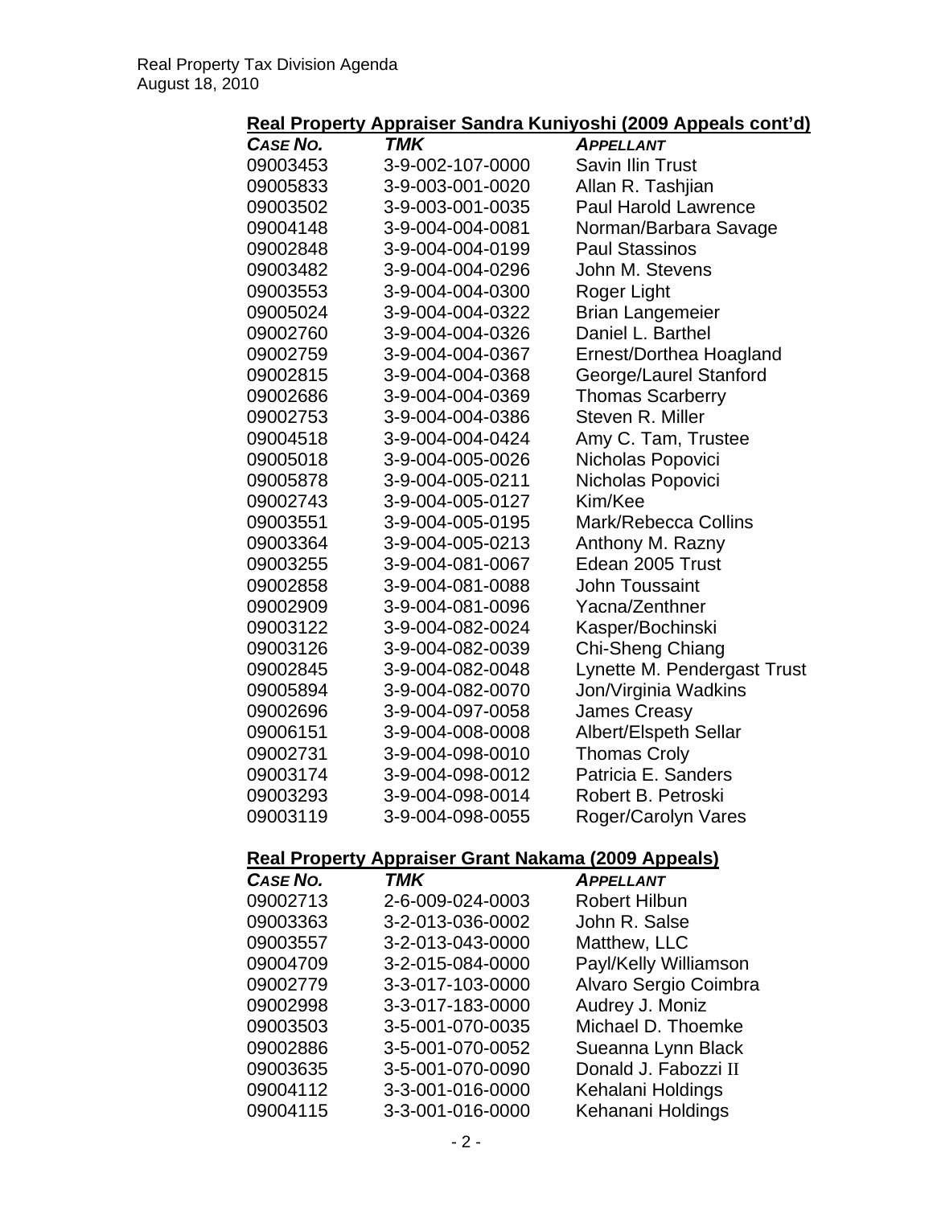**Real Property Appraiser Sandra Kuniyoshi (2009 Appeals cont'd)**

| *CASE NO.* | *TMK* | *APPELLANT* |
|---|---|---|
| 09003453 | 3-9-002-107-0000 | Savin Ilin Trust |
| 09005833 | 3-9-003-001-0020 | Allan R. Tashjian |
| 09003502 | 3-9-003-001-0035 | Paul Harold Lawrence |
| 09004148 | 3-9-004-004-0081 | Norman/Barbara Savage |
| 09002848 | 3-9-004-004-0199 | Paul Stassinos |
| 09003482 | 3-9-004-004-0296 | John M. Stevens |
| 09003553 | 3-9-004-004-0300 | Roger Light |
| 09005024 | 3-9-004-004-0322 | Brian Langemeier |
| 09002760 | 3-9-004-004-0326 | Daniel L. Barthel |
| 09002759 | 3-9-004-004-0367 | Ernest/Dorthea Hoagland |
| 09002815 | 3-9-004-004-0368 | George/Laurel Stanford |
| 09002686 | 3-9-004-004-0369 | Thomas Scarberry |
| 09002753 | 3-9-004-004-0386 | Steven R. Miller |
| 09004518 | 3-9-004-004-0424 | Amy C. Tam, Trustee |
| 09005018 | 3-9-004-005-0026 | Nicholas Popovici |
| 09005878 | 3-9-004-005-0211 | Nicholas Popovici |
| 09002743 | 3-9-004-005-0127 | Kim/Kee |
| 09003551 | 3-9-004-005-0195 | Mark/Rebecca Collins |
| 09003364 | 3-9-004-005-0213 | Anthony M. Razny |
| 09003255 | 3-9-004-081-0067 | Edean 2005 Trust |
| 09002858 | 3-9-004-081-0088 | John Toussaint |
| 09002909 | 3-9-004-081-0096 | Yacna/Zenthner |
| 09003122 | 3-9-004-082-0024 | Kasper/Bochinski |
| 09003126 | 3-9-004-082-0039 | Chi-Sheng Chiang |
| 09002845 | 3-9-004-082-0048 | Lynette M. Pendergast Trust |
| 09005894 | 3-9-004-082-0070 | Jon/Virginia Wadkins |
| 09002696 | 3-9-004-097-0058 | James Creasy |
| 09006151 | 3-9-004-008-0008 | Albert/Elspeth Sellar |
| 09002731 | 3-9-004-098-0010 | Thomas Croly |
| 09003174 | 3-9-004-098-0012 | Patricia E. Sanders |
| 09003293 | 3-9-004-098-0014 | Robert B. Petroski |
| 09003119 | 3-9-004-098-0055 | Roger/Carolyn Vares |

**Real Property Appraiser Grant Nakama (2009 Appeals)**

| *CASE NO.* | *TMK* | *APPELLANT* |
|---|---|---|
| 09002713 | 2-6-009-024-0003 | Robert Hilbun |
| 09003363 | 3-2-013-036-0002 | John R. Salse |
| 09003557 | 3-2-013-043-0000 | Matthew, LLC |
| 09004709 | 3-2-015-084-0000 | Payl/Kelly Williamson |
| 09002779 | 3-3-017-103-0000 | Alvaro Sergio Coimbra |
| 09002998 | 3-3-017-183-0000 | Audrey J. Moniz |
| 09003503 | 3-5-001-070-0035 | Michael D. Thoemke |
| 09002886 | 3-5-001-070-0052 | Sueanna Lynn Black |
| 09003635 | 3-5-001-070-0090 | Donald J. Fabozzi II |
| 09004112 | 3-3-001-016-0000 | Kehalani Holdings |
| 09004115 | 3-3-001-016-0000 | Kehanani Holdings |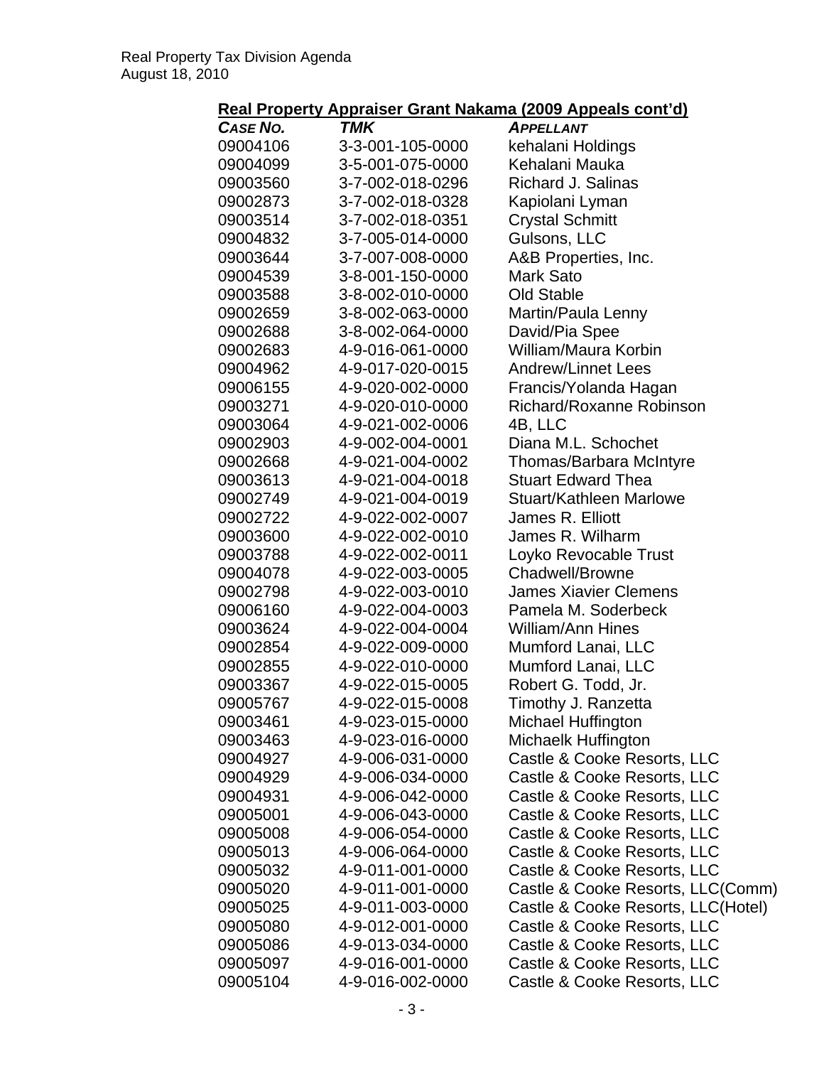## Real Property Appraiser Grant Nakama (2009 Appeals cont'd)

| *CASE NO.* | *TMK* | *APPELLANT* |
|---|---|---|
| 09004106 | 3-3-001-105-0000 | kehalani Holdings |
| 09004099 | 3-5-001-075-0000 | Kehalani Mauka |
| 09003560 | 3-7-002-018-0296 | Richard J. Salinas |
| 09002873 | 3-7-002-018-0328 | Kapiolani Lyman |
| 09003514 | 3-7-002-018-0351 | Crystal Schmitt |
| 09004832 | 3-7-005-014-0000 | Gulsons, LLC |
| 09003644 | 3-7-007-008-0000 | A&B Properties, Inc. |
| 09004539 | 3-8-001-150-0000 | Mark Sato |
| 09003588 | 3-8-002-010-0000 | Old Stable |
| 09002659 | 3-8-002-063-0000 | Martin/Paula Lenny |
| 09002688 | 3-8-002-064-0000 | David/Pia Spee |
| 09002683 | 4-9-016-061-0000 | William/Maura Korbin |
| 09004962 | 4-9-017-020-0015 | Andrew/Linnet Lees |
| 09006155 | 4-9-020-002-0000 | Francis/Yolanda Hagan |
| 09003271 | 4-9-020-010-0000 | Richard/Roxanne Robinson |
| 09003064 | 4-9-021-002-0006 | 4B, LLC |
| 09002903 | 4-9-002-004-0001 | Diana M.L. Schochet |
| 09002668 | 4-9-021-004-0002 | Thomas/Barbara McIntyre |
| 09003613 | 4-9-021-004-0018 | Stuart Edward Thea |
| 09002749 | 4-9-021-004-0019 | Stuart/Kathleen Marlowe |
| 09002722 | 4-9-022-002-0007 | James R. Elliott |
| 09003600 | 4-9-022-002-0010 | James R. Wilharm |
| 09003788 | 4-9-022-002-0011 | Loyko Revocable Trust |
| 09004078 | 4-9-022-003-0005 | Chadwell/Browne |
| 09002798 | 4-9-022-003-0010 | James Xiavier Clemens |
| 09006160 | 4-9-022-004-0003 | Pamela M. Soderbeck |
| 09003624 | 4-9-022-004-0004 | William/Ann Hines |
| 09002854 | 4-9-022-009-0000 | Mumford Lanai, LLC |
| 09002855 | 4-9-022-010-0000 | Mumford Lanai, LLC |
| 09003367 | 4-9-022-015-0005 | Robert G. Todd, Jr. |
| 09005767 | 4-9-022-015-0008 | Timothy J. Ranzetta |
| 09003461 | 4-9-023-015-0000 | Michael Huffington |
| 09003463 | 4-9-023-016-0000 | Michaelk Huffington |
| 09004927 | 4-9-006-031-0000 | Castle & Cooke Resorts, LLC |
| 09004929 | 4-9-006-034-0000 | Castle & Cooke Resorts, LLC |
| 09004931 | 4-9-006-042-0000 | Castle & Cooke Resorts, LLC |
| 09005001 | 4-9-006-043-0000 | Castle & Cooke Resorts, LLC |
| 09005008 | 4-9-006-054-0000 | Castle & Cooke Resorts, LLC |
| 09005013 | 4-9-006-064-0000 | Castle & Cooke Resorts, LLC |
| 09005032 | 4-9-011-001-0000 | Castle & Cooke Resorts, LLC |
| 09005020 | 4-9-011-001-0000 | Castle & Cooke Resorts, LLC(Comm) |
| 09005025 | 4-9-011-003-0000 | Castle & Cooke Resorts, LLC(Hotel) |
| 09005080 | 4-9-012-001-0000 | Castle & Cooke Resorts, LLC |
| 09005086 | 4-9-013-034-0000 | Castle & Cooke Resorts, LLC |
| 09005097 | 4-9-016-001-0000 | Castle & Cooke Resorts, LLC |
| 09005104 | 4-9-016-002-0000 | Castle & Cooke Resorts, LLC |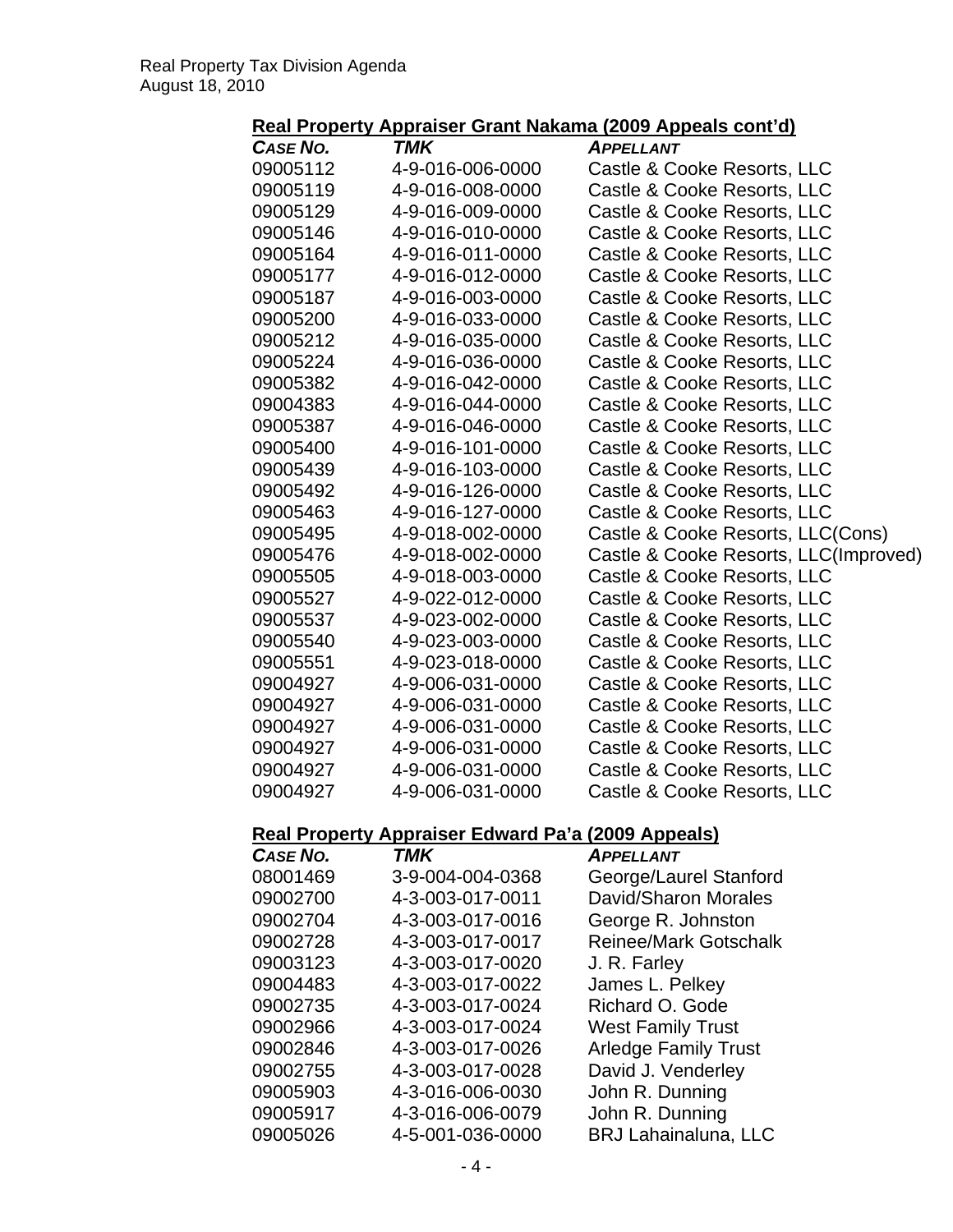## Real Property Appraiser Grant Nakama (2009 Appeals cont'd)

| *CASE NO.* | *TMK* | *APPELLANT* |
|---|---|---|
| 09005112 | 4-9-016-006-0000 | Castle & Cooke Resorts, LLC |
| 09005119 | 4-9-016-008-0000 | Castle & Cooke Resorts, LLC |
| 09005129 | 4-9-016-009-0000 | Castle & Cooke Resorts, LLC |
| 09005146 | 4-9-016-010-0000 | Castle & Cooke Resorts, LLC |
| 09005164 | 4-9-016-011-0000 | Castle & Cooke Resorts, LLC |
| 09005177 | 4-9-016-012-0000 | Castle & Cooke Resorts, LLC |
| 09005187 | 4-9-016-003-0000 | Castle & Cooke Resorts, LLC |
| 09005200 | 4-9-016-033-0000 | Castle & Cooke Resorts, LLC |
| 09005212 | 4-9-016-035-0000 | Castle & Cooke Resorts, LLC |
| 09005224 | 4-9-016-036-0000 | Castle & Cooke Resorts, LLC |
| 09005382 | 4-9-016-042-0000 | Castle & Cooke Resorts, LLC |
| 09004383 | 4-9-016-044-0000 | Castle & Cooke Resorts, LLC |
| 09005387 | 4-9-016-046-0000 | Castle & Cooke Resorts, LLC |
| 09005400 | 4-9-016-101-0000 | Castle & Cooke Resorts, LLC |
| 09005439 | 4-9-016-103-0000 | Castle & Cooke Resorts, LLC |
| 09005492 | 4-9-016-126-0000 | Castle & Cooke Resorts, LLC |
| 09005463 | 4-9-016-127-0000 | Castle & Cooke Resorts, LLC |
| 09005495 | 4-9-018-002-0000 | Castle & Cooke Resorts, LLC(Cons) |
| 09005476 | 4-9-018-002-0000 | Castle & Cooke Resorts, LLC(Improved) |
| 09005505 | 4-9-018-003-0000 | Castle & Cooke Resorts, LLC |
| 09005527 | 4-9-022-012-0000 | Castle & Cooke Resorts, LLC |
| 09005537 | 4-9-023-002-0000 | Castle & Cooke Resorts, LLC |
| 09005540 | 4-9-023-003-0000 | Castle & Cooke Resorts, LLC |
| 09005551 | 4-9-023-018-0000 | Castle & Cooke Resorts, LLC |
| 09004927 | 4-9-006-031-0000 | Castle & Cooke Resorts, LLC |
| 09004927 | 4-9-006-031-0000 | Castle & Cooke Resorts, LLC |
| 09004927 | 4-9-006-031-0000 | Castle & Cooke Resorts, LLC |
| 09004927 | 4-9-006-031-0000 | Castle & Cooke Resorts, LLC |
| 09004927 | 4-9-006-031-0000 | Castle & Cooke Resorts, LLC |
| 09004927 | 4-9-006-031-0000 | Castle & Cooke Resorts, LLC |

## Real Property Appraiser Edward Pa'a (2009 Appeals)

| *CASE NO.* | *TMK* | *APPELLANT* |
|---|---|---|
| 08001469 | 3-9-004-004-0368 | George/Laurel Stanford |
| 09002700 | 4-3-003-017-0011 | David/Sharon Morales |
| 09002704 | 4-3-003-017-0016 | George R. Johnston |
| 09002728 | 4-3-003-017-0017 | Reinee/Mark Gotschalk |
| 09003123 | 4-3-003-017-0020 | J. R. Farley |
| 09004483 | 4-3-003-017-0022 | James L. Pelkey |
| 09002735 | 4-3-003-017-0024 | Richard O. Gode |
| 09002966 | 4-3-003-017-0024 | West Family Trust |
| 09002846 | 4-3-003-017-0026 | Arledge Family Trust |
| 09002755 | 4-3-003-017-0028 | David J. Venderley |
| 09005903 | 4-3-016-006-0030 | John R. Dunning |
| 09005917 | 4-3-016-006-0079 | John R. Dunning |
| 09005026 | 4-5-001-036-0000 | BRJ Lahainaluna, LLC |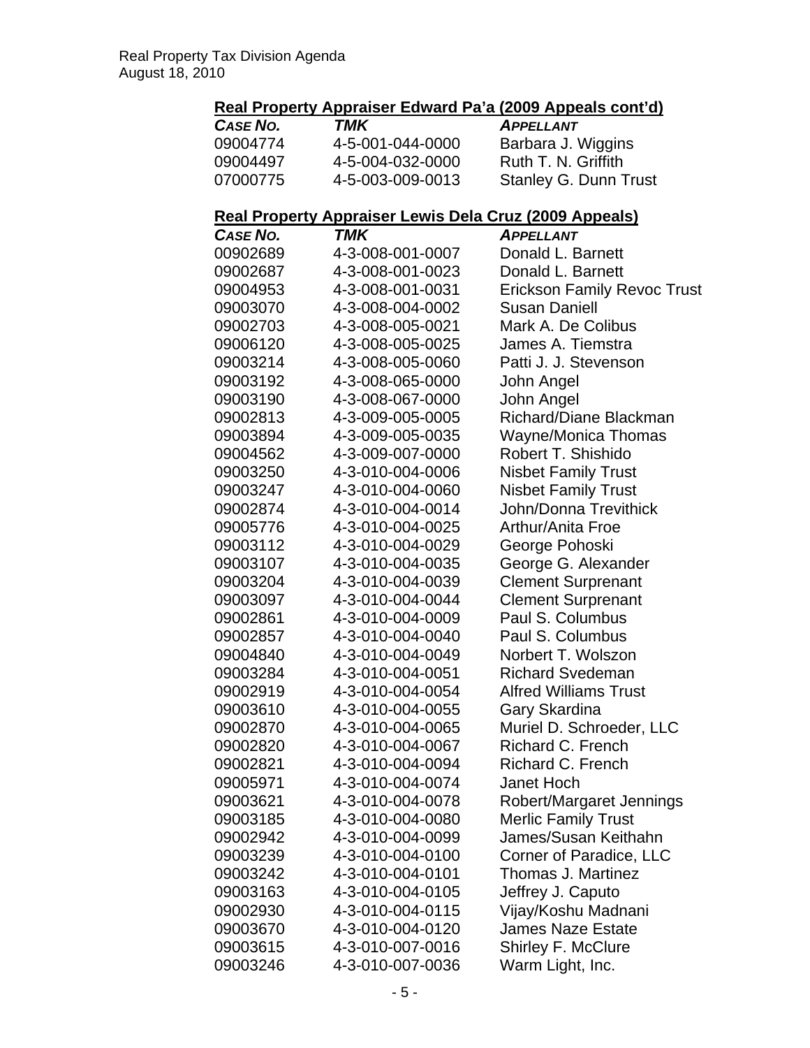### Real Property Appraiser Edward Pa'a (2009 Appeals cont'd)

| *CASE NO.* | *TMK* | *APPELLANT* |
|---|---|---|
| 09004774 | 4-5-001-044-0000 | Barbara J. Wiggins |
| 09004497 | 4-5-004-032-0000 | Ruth T. N. Griffith |
| 07000775 | 4-5-003-009-0013 | Stanley G. Dunn Trust |

### Real Property Appraiser Lewis Dela Cruz (2009 Appeals)

| *CASE NO.* | *TMK* | *APPELLANT* |
|---|---|---|
| 00902689 | 4-3-008-001-0007 | Donald L. Barnett |
| 09002687 | 4-3-008-001-0023 | Donald L. Barnett |
| 09004953 | 4-3-008-001-0031 | Erickson Family Revoc Trust |
| 09003070 | 4-3-008-004-0002 | Susan Daniell |
| 09002703 | 4-3-008-005-0021 | Mark A. De Colibus |
| 09006120 | 4-3-008-005-0025 | James A. Tiemstra |
| 09003214 | 4-3-008-005-0060 | Patti J. J. Stevenson |
| 09003192 | 4-3-008-065-0000 | John Angel |
| 09003190 | 4-3-008-067-0000 | John Angel |
| 09002813 | 4-3-009-005-0005 | Richard/Diane Blackman |
| 09003894 | 4-3-009-005-0035 | Wayne/Monica Thomas |
| 09004562 | 4-3-009-007-0000 | Robert T. Shishido |
| 09003250 | 4-3-010-004-0006 | Nisbet Family Trust |
| 09003247 | 4-3-010-004-0060 | Nisbet Family Trust |
| 09002874 | 4-3-010-004-0014 | John/Donna Trevithick |
| 09005776 | 4-3-010-004-0025 | Arthur/Anita Froe |
| 09003112 | 4-3-010-004-0029 | George Pohoski |
| 09003107 | 4-3-010-004-0035 | George G. Alexander |
| 09003204 | 4-3-010-004-0039 | Clement Surprenant |
| 09003097 | 4-3-010-004-0044 | Clement Surprenant |
| 09002861 | 4-3-010-004-0009 | Paul S. Columbus |
| 09002857 | 4-3-010-004-0040 | Paul S. Columbus |
| 09004840 | 4-3-010-004-0049 | Norbert T. Wolszon |
| 09003284 | 4-3-010-004-0051 | Richard Svedeman |
| 09002919 | 4-3-010-004-0054 | Alfred Williams Trust |
| 09003610 | 4-3-010-004-0055 | Gary Skardina |
| 09002870 | 4-3-010-004-0065 | Muriel D. Schroeder, LLC |
| 09002820 | 4-3-010-004-0067 | Richard C. French |
| 09002821 | 4-3-010-004-0094 | Richard C. French |
| 09005971 | 4-3-010-004-0074 | Janet Hoch |
| 09003621 | 4-3-010-004-0078 | Robert/Margaret Jennings |
| 09003185 | 4-3-010-004-0080 | Merlic Family Trust |
| 09002942 | 4-3-010-004-0099 | James/Susan Keithahn |
| 09003239 | 4-3-010-004-0100 | Corner of Paradice, LLC |
| 09003242 | 4-3-010-004-0101 | Thomas J. Martinez |
| 09003163 | 4-3-010-004-0105 | Jeffrey J. Caputo |
| 09002930 | 4-3-010-004-0115 | Vijay/Koshu Madnani |
| 09003670 | 4-3-010-004-0120 | James Naze Estate |
| 09003615 | 4-3-010-007-0016 | Shirley F. McClure |
| 09003246 | 4-3-010-007-0036 | Warm Light, Inc. |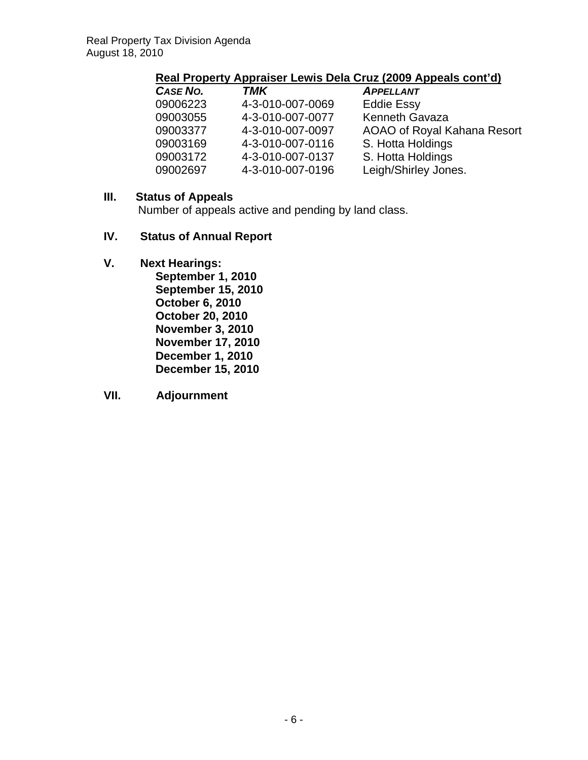**Real Property Appraiser Lewis Dela Cruz (2009 Appeals cont'd)**

| ***CASE NO.*** | ***TMK*** | ***APPELLANT*** |
|---|---|---|
| 09006223 | 4-3-010-007-0069 | Eddie Essy |
| 09003055 | 4-3-010-007-0077 | Kenneth Gavaza |
| 09003377 | 4-3-010-007-0097 | AOAO of Royal Kahana Resort |
| 09003169 | 4-3-010-007-0116 | S. Hotta Holdings |
| 09003172 | 4-3-010-007-0137 | S. Hotta Holdings |
| 09002697 | 4-3-010-007-0196 | Leigh/Shirley Jones. |

**III. Status of Appeals**

Number of appeals active and pending by land class.

**IV. Status of Annual Report**

**V. Next Hearings:**

**September 1, 2010**
**September 15, 2010**
**October 6, 2010**
**October 20, 2010**
**November 3, 2010**
**November 17, 2010**
**December 1, 2010**
**December 15, 2010**

**VII. Adjournment**